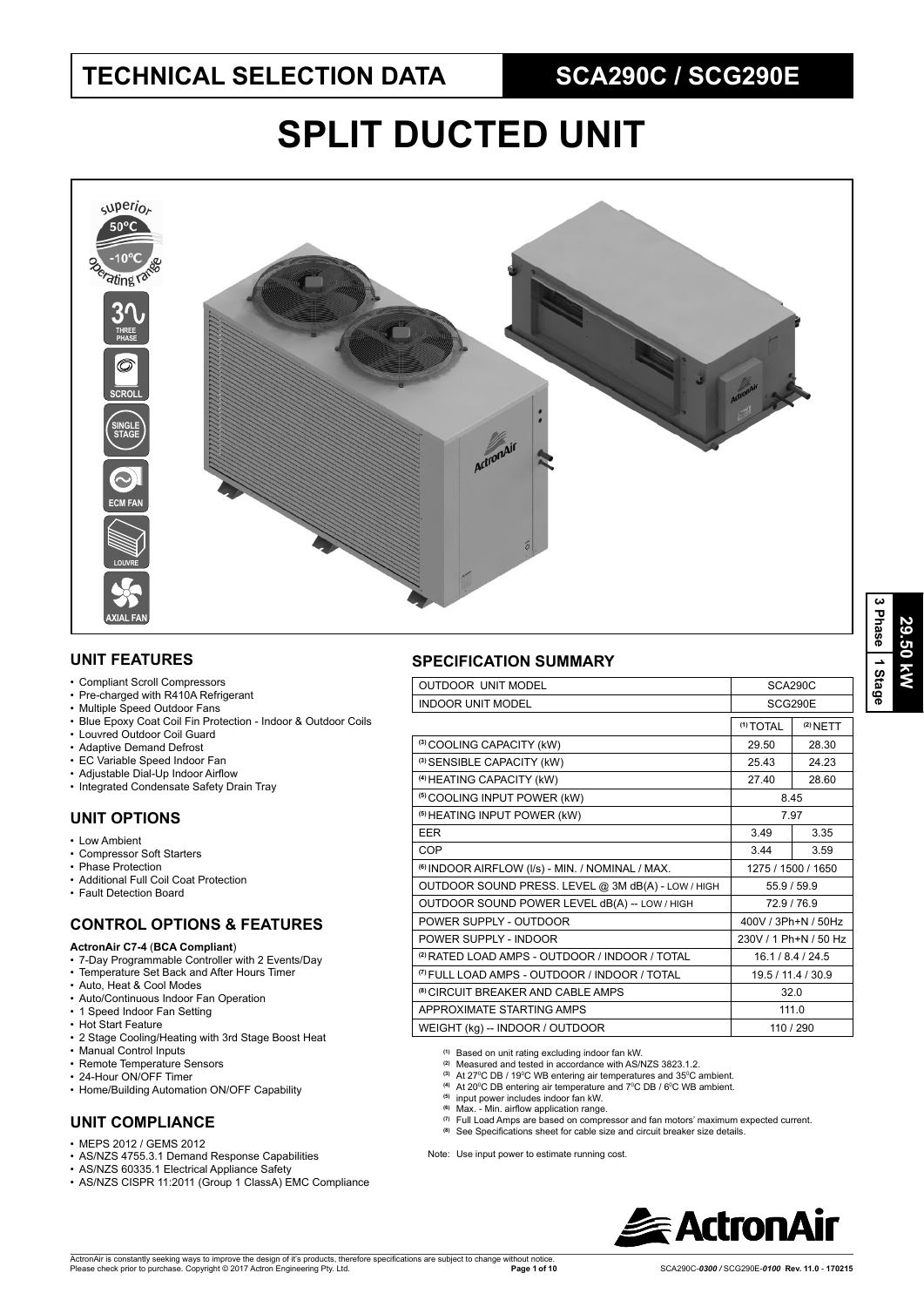# TECHNICAL SELECTION DATA

## SCA290C / SCG290E

# SPLIT DUCTED UNIT

superior 50°C -10°C operating range

3 PHASE | SCROLL | SINGLE STAGE | ECM FAN | LOUVRE | AXIAL FAN

29.50 kW | 3 Phase | 1 Stage

## UNIT FEATURES

- Compliant Scroll Compressors
- Pre-charged with R410A Refrigerant
- Multiple Speed Outdoor Fans
- Blue Epoxy Coat Coil Fin Protection - Indoor & Outdoor Coils
- Louvred Outdoor Coil Guard
- Adaptive Demand Defrost
- EC Variable Speed Indoor Fan
- Adjustable Dial-Up Indoor Airflow
- Integrated Condensate Safety Drain Tray

## UNIT OPTIONS

- Low Ambient
- Compressor Soft Starters
- Phase Protection
- Additional Full Coil Coat Protection
- Fault Detection Board

## CONTROL OPTIONS & FEATURES

**ActronAir C7-4** (**BCA Compliant**)

- 7-Day Programmable Controller with 2 Events/Day
- Temperature Set Back and After Hours Timer
- Auto, Heat & Cool Modes
- Auto/Continuous Indoor Fan Operation
- 1 Speed Indoor Fan Setting
- Hot Start Feature
- 2 Stage Cooling/Heating with 3rd Stage Boost Heat
- Manual Control Inputs
- Remote Temperature Sensors
- 24-Hour ON/OFF Timer
- Home/Building Automation ON/OFF Capability

## UNIT COMPLIANCE

- MEPS 2012 / GEMS 2012
- AS/NZS 4755.3.1 Demand Response Capabilities
- AS/NZS 60335.1 Electrical Appliance Safety
- AS/NZS CISPR 11:2011 (Group 1 ClassA) EMC Compliance

## SPECIFICATION SUMMARY

| OUTDOOR UNIT MODEL | SCA290C | |
|---|---|---|
| INDOOR UNIT MODEL | SCG290E | |
| | (1) TOTAL | (2) NETT |
| (3) COOLING CAPACITY (kW) | 29.50 | 28.30 |
| (3) SENSIBLE CAPACITY (kW) | 25.43 | 24.23 |
| (4) HEATING CAPACITY (kW) | 27.40 | 28.60 |
| (5) COOLING INPUT POWER (kW) | 8.45 | |
| (5) HEATING INPUT POWER (kW) | 7.97 | |
| EER | 3.49 | 3.35 |
| COP | 3.44 | 3.59 |
| (6) INDOOR AIRFLOW (l/s) - MIN. / NOMINAL / MAX. | 1275 / 1500 / 1650 | |
| OUTDOOR SOUND PRESS. LEVEL @ 3M dB(A) - LOW / HIGH | 55.9 / 59.9 | |
| OUTDOOR SOUND POWER LEVEL dB(A) -- LOW / HIGH | 72.9 / 76.9 | |
| POWER SUPPLY - OUTDOOR | 400V / 3Ph+N / 50Hz | |
| POWER SUPPLY - INDOOR | 230V / 1 Ph+N / 50 Hz | |
| (2) RATED LOAD AMPS - OUTDOOR / INDOOR / TOTAL | 16.1 / 8.4 / 24.5 | |
| (7) FULL LOAD AMPS - OUTDOOR / INDOOR / TOTAL | 19.5 / 11.4 / 30.9 | |
| (8) CIRCUIT BREAKER AND CABLE AMPS | 32.0 | |
| APPROXIMATE STARTING AMPS | 111.0 | |
| WEIGHT (kg) -- INDOOR / OUTDOOR | 110 / 290 | |

(1) Based on unit rating excluding indoor fan kW.
(2) Measured and tested in accordance with AS/NZS 3823.1.2.
(3) At 27°C DB / 19°C WB entering air temperatures and 35°C ambient.
(4) At 20°C DB entering air temperature and 7°C DB / 6°C WB ambient.
(5) input power includes indoor fan kW.
(6) Max. - Min. airflow application range.
(7) Full Load Amps are based on compressor and fan motors' maximum expected current.
(8) See Specifications sheet for cable size and circuit breaker size details.

Note: Use input power to estimate running cost.

ActronAir is constantly seeking ways to improve the design of it's products, therefore specifications are subject to change without notice.
Please check prior to purchase. Copyright © 2017 Actron Engineering Pty. Ltd.

SCA290C-*0300* / SCG290E-*0100* Rev. 11.0 - 170215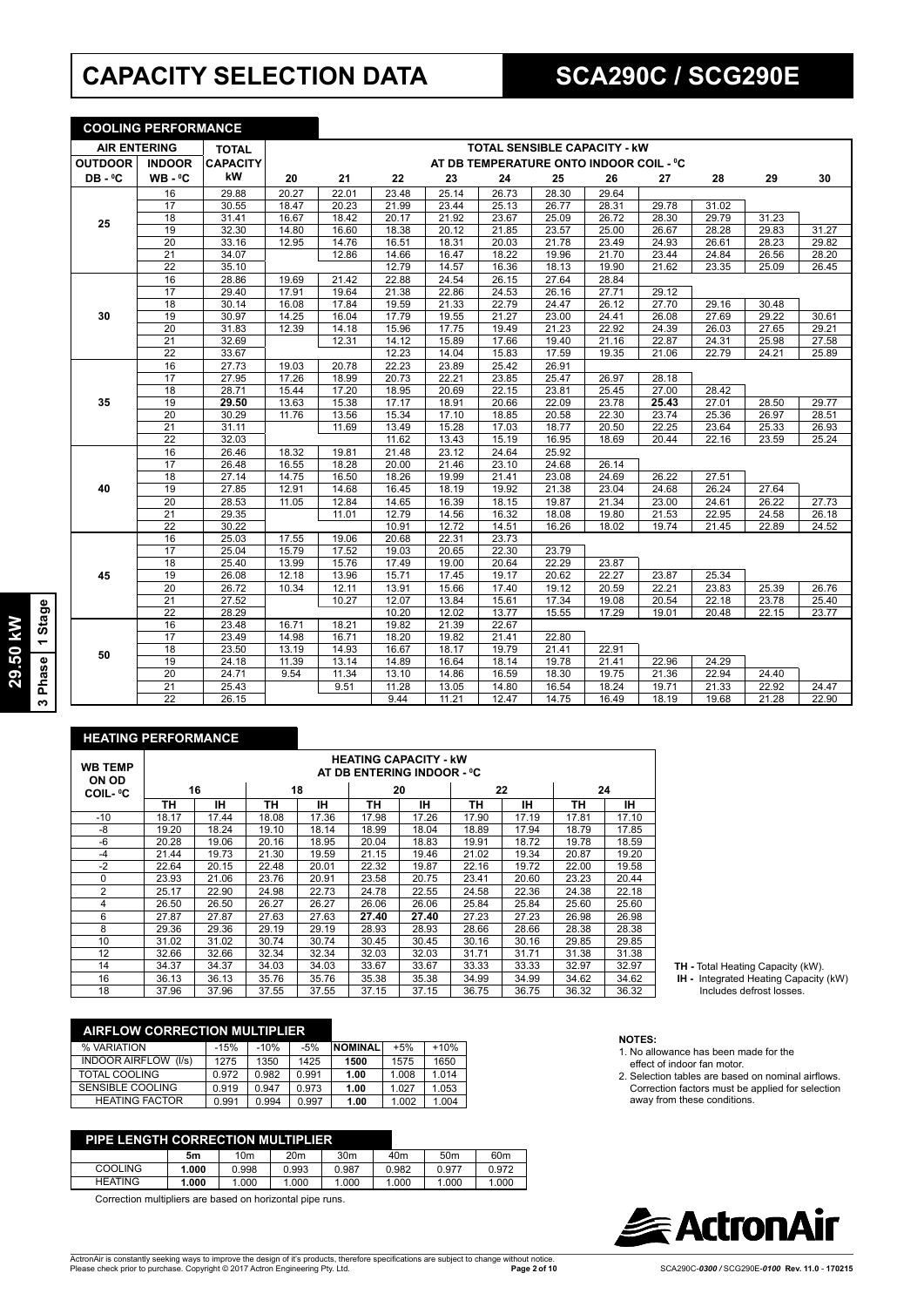# CAPACITY SELECTION DATA

# SCA290C / SCG290E

**29.50 kW | 3 Phase | 1 Stage**

## COOLING PERFORMANCE

| AIR ENTERING | | TOTAL | TOTAL SENSIBLE CAPACITY - kW | | | | | | | | | | |
|---|---|---|---|---|---|---|---|---|---|---|---|---|---|
| OUTDOOR | INDOOR | CAPACITY | AT DB TEMPERATURE ONTO INDOOR COIL - ⁰C | | | | | | | | | | |
| DB - ⁰C | WB - ⁰C | kW | 20 | 21 | 22 | 23 | 24 | 25 | 26 | 27 | 28 | 29 | 30 |
| 25 | 16 | 29.88 | 20.27 | 22.01 | 23.48 | 25.14 | 26.73 | 28.30 | 29.64 | | | | |
| | 17 | 30.55 | 18.47 | 20.23 | 21.99 | 23.44 | 25.13 | 26.77 | 28.31 | 29.78 | 31.02 | | |
| | 18 | 31.41 | 16.67 | 18.42 | 20.17 | 21.92 | 23.67 | 25.09 | 26.72 | 28.30 | 29.79 | 31.23 | |
| | 19 | 32.30 | 14.80 | 16.60 | 18.38 | 20.12 | 21.85 | 23.57 | 25.00 | 26.67 | 28.28 | 29.83 | 31.27 |
| | 20 | 33.16 | 12.95 | 14.76 | 16.51 | 18.31 | 20.03 | 21.78 | 23.49 | 24.93 | 26.61 | 28.23 | 29.82 |
| | 21 | 34.07 | | 12.86 | 14.66 | 16.47 | 18.22 | 19.96 | 21.70 | 23.44 | 24.84 | 26.56 | 28.20 |
| | 22 | 35.10 | | | 12.79 | 14.57 | 16.36 | 18.13 | 19.90 | 21.62 | 23.35 | 25.09 | 26.45 |
| 30 | 16 | 28.86 | 19.69 | 21.42 | 22.88 | 24.54 | 26.15 | 27.64 | 28.84 | | | | |
| | 17 | 29.40 | 17.91 | 19.64 | 21.38 | 22.86 | 24.53 | 26.16 | 27.71 | 29.12 | | | |
| | 18 | 30.14 | 16.08 | 17.84 | 19.59 | 21.33 | 22.79 | 24.47 | 26.12 | 27.70 | 29.16 | 30.48 | |
| | 19 | 30.97 | 14.25 | 16.04 | 17.79 | 19.55 | 21.27 | 23.00 | 24.41 | 26.08 | 27.69 | 29.22 | 30.61 |
| | 20 | 31.83 | 12.39 | 14.18 | 15.96 | 17.75 | 19.49 | 21.23 | 22.92 | 24.39 | 26.03 | 27.65 | 29.21 |
| | 21 | 32.69 | | 12.31 | 14.12 | 15.89 | 17.66 | 19.40 | 21.16 | 22.87 | 24.31 | 25.98 | 27.58 |
| | 22 | 33.67 | | | 12.23 | 14.04 | 15.83 | 17.59 | 19.35 | 21.06 | 22.79 | 24.21 | 25.89 |
| 35 | 16 | 27.73 | 19.03 | 20.78 | 22.23 | 23.89 | 25.42 | 26.91 | | | | | |
| | 17 | 27.95 | 17.26 | 18.99 | 20.73 | 22.21 | 23.85 | 25.47 | 26.97 | 28.18 | | | |
| | 18 | 28.71 | 15.44 | 17.20 | 18.95 | 20.69 | 22.15 | 23.81 | 25.45 | 27.00 | 28.42 | | |
| | 19 | **29.50** | 13.63 | 15.38 | 17.17 | 18.91 | 20.66 | 22.09 | 23.78 | **25.43** | 27.01 | 28.50 | 29.77 |
| | 20 | 30.29 | 11.76 | 13.56 | 15.34 | 17.10 | 18.85 | 20.58 | 22.30 | 23.74 | 25.36 | 26.97 | 28.51 |
| | 21 | 31.11 | | 11.69 | 13.49 | 15.28 | 17.03 | 18.77 | 20.50 | 22.25 | 23.64 | 25.33 | 26.93 |
| | 22 | 32.03 | | | 11.62 | 13.43 | 15.19 | 16.95 | 18.69 | 20.44 | 22.16 | 23.59 | 25.24 |
| 40 | 16 | 26.46 | 18.32 | 19.81 | 21.48 | 23.12 | 24.64 | 25.92 | | | | | |
| | 17 | 26.48 | 16.55 | 18.28 | 20.00 | 21.46 | 23.10 | 24.68 | 26.14 | | | | |
| | 18 | 27.14 | 14.75 | 16.50 | 18.26 | 19.99 | 21.41 | 23.08 | 24.69 | 26.22 | 27.51 | | |
| | 19 | 27.85 | 12.91 | 14.68 | 16.45 | 18.19 | 19.92 | 21.38 | 23.04 | 24.68 | 26.24 | 27.64 | |
| | 20 | 28.53 | 11.05 | 12.84 | 14.65 | 16.39 | 18.15 | 19.87 | 21.34 | 23.00 | 24.61 | 26.22 | 27.73 |
| | 21 | 29.35 | | 11.01 | 12.79 | 14.56 | 16.32 | 18.08 | 19.80 | 21.53 | 22.95 | 24.58 | 26.18 |
| | 22 | 30.22 | | | 10.91 | 12.72 | 14.51 | 16.26 | 18.02 | 19.74 | 21.45 | 22.89 | 24.52 |
| 45 | 16 | 25.03 | 17.55 | 19.06 | 20.68 | 22.31 | 23.73 | | | | | | |
| | 17 | 25.04 | 15.79 | 17.52 | 19.03 | 20.65 | 22.30 | 23.79 | | | | | |
| | 18 | 25.40 | 13.99 | 15.76 | 17.49 | 19.00 | 20.64 | 22.29 | 23.87 | | | | |
| | 19 | 26.08 | 12.18 | 13.96 | 15.71 | 17.45 | 19.17 | 20.62 | 22.27 | 23.87 | 25.34 | | |
| | 20 | 26.72 | 10.34 | 12.11 | 13.91 | 15.66 | 17.40 | 19.12 | 20.59 | 22.21 | 23.83 | 25.39 | 26.76 |
| | 21 | 27.52 | | 10.27 | 12.07 | 13.84 | 15.61 | 17.34 | 19.08 | 20.54 | 22.18 | 23.78 | 25.40 |
| | 22 | 28.29 | | | 10.20 | 12.02 | 13.77 | 15.55 | 17.29 | 19.01 | 20.48 | 22.15 | 23.77 |
| 50 | 16 | 23.48 | 16.71 | 18.21 | 19.82 | 21.39 | 22.67 | | | | | | |
| | 17 | 23.49 | 14.98 | 16.71 | 18.20 | 19.82 | 21.41 | 22.80 | | | | | |
| | 18 | 23.50 | 13.19 | 14.93 | 16.67 | 18.17 | 19.79 | 21.41 | 22.91 | | | | |
| | 19 | 24.18 | 11.39 | 13.14 | 14.89 | 16.64 | 18.14 | 19.78 | 21.41 | 22.96 | 24.29 | | |
| | 20 | 24.71 | 9.54 | 11.34 | 13.10 | 14.86 | 16.59 | 18.30 | 19.75 | 21.36 | 22.94 | 24.40 | |
| | 21 | 25.43 | | 9.51 | 11.28 | 13.05 | 14.80 | 16.54 | 18.24 | 19.71 | 21.33 | 22.92 | 24.47 |
| | 22 | 26.15 | | | 9.44 | 11.21 | 12.47 | 14.75 | 16.49 | 18.19 | 19.68 | 21.28 | 22.90 |

## HEATING PERFORMANCE

| WB TEMP ON OD COIL- ⁰C | HEATING CAPACITY - kW AT DB ENTERING INDOOR - ⁰C | | | | | | | | | |
|---|---|---|---|---|---|---|---|---|---|---|
| | 16 | | 18 | | 20 | | 22 | | 24 | |
| | TH | IH | TH | IH | TH | IH | TH | IH | TH | IH |
| -10 | 18.17 | 17.44 | 18.08 | 17.36 | 17.98 | 17.26 | 17.90 | 17.19 | 17.81 | 17.10 |
| -8 | 19.20 | 18.24 | 19.10 | 18.14 | 18.99 | 18.04 | 18.89 | 17.94 | 18.79 | 17.85 |
| -6 | 20.28 | 19.06 | 20.16 | 18.95 | 20.04 | 18.83 | 19.91 | 18.72 | 19.78 | 18.59 |
| -4 | 21.44 | 19.73 | 21.30 | 19.59 | 21.15 | 19.46 | 21.02 | 19.34 | 20.87 | 19.20 |
| -2 | 22.64 | 20.15 | 22.48 | 20.01 | 22.32 | 19.87 | 22.16 | 19.72 | 22.00 | 19.58 |
| 0 | 23.93 | 21.06 | 23.76 | 20.91 | 23.58 | 20.75 | 23.41 | 20.60 | 23.23 | 20.44 |
| 2 | 25.17 | 22.90 | 24.98 | 22.73 | 24.78 | 22.55 | 24.58 | 22.36 | 24.38 | 22.18 |
| 4 | 26.50 | 26.50 | 26.27 | 26.27 | 26.06 | 26.06 | 25.84 | 25.84 | 25.60 | 25.60 |
| 6 | 27.87 | 27.87 | 27.63 | 27.63 | **27.40** | **27.40** | 27.23 | 27.23 | 26.98 | 26.98 |
| 8 | 29.36 | 29.36 | 29.19 | 29.19 | 28.93 | 28.93 | 28.66 | 28.66 | 28.38 | 28.38 |
| 10 | 31.02 | 31.02 | 30.74 | 30.74 | 30.45 | 30.45 | 30.16 | 30.16 | 29.85 | 29.85 |
| 12 | 32.66 | 32.66 | 32.34 | 32.34 | 32.03 | 32.03 | 31.71 | 31.71 | 31.38 | 31.38 |
| 14 | 34.37 | 34.37 | 34.03 | 34.03 | 33.67 | 33.67 | 33.33 | 33.33 | 32.97 | 32.97 |
| 16 | 36.13 | 36.13 | 35.76 | 35.76 | 35.38 | 35.38 | 34.99 | 34.99 | 34.62 | 34.62 |
| 18 | 37.96 | 37.96 | 37.55 | 37.55 | 37.15 | 37.15 | 36.75 | 36.75 | 36.32 | 36.32 |

**TH -** Total Heating Capacity (kW).
**IH -** Integrated Heating Capacity (kW) Includes defrost losses.

## AIRFLOW CORRECTION MULTIPLIER

| % VARIATION | -15% | -10% | -5% | NOMINAL | +5% | +10% |
|---|---|---|---|---|---|---|
| INDOOR AIRFLOW (l/s) | 1275 | 1350 | 1425 | **1500** | 1575 | 1650 |
| TOTAL COOLING | 0.972 | 0.982 | 0.991 | **1.00** | 1.008 | 1.014 |
| SENSIBLE COOLING | 0.919 | 0.947 | 0.973 | **1.00** | 1.027 | 1.053 |
| HEATING FACTOR | 0.991 | 0.994 | 0.997 | **1.00** | 1.002 | 1.004 |

**NOTES:**

1. No allowance has been made for the effect of indoor fan motor.
2. Selection tables are based on nominal airflows. Correction factors must be applied for selection away from these conditions.

## PIPE LENGTH CORRECTION MULTIPLIER

| | 5m | 10m | 20m | 30m | 40m | 50m | 60m |
|---|---|---|---|---|---|---|---|
| COOLING | **1.000** | 0.998 | 0.993 | 0.987 | 0.982 | 0.977 | 0.972 |
| HEATING | **1.000** | 1.000 | 1.000 | 1.000 | 1.000 | 1.000 | 1.000 |

Correction multipliers are based on horizontal pipe runs.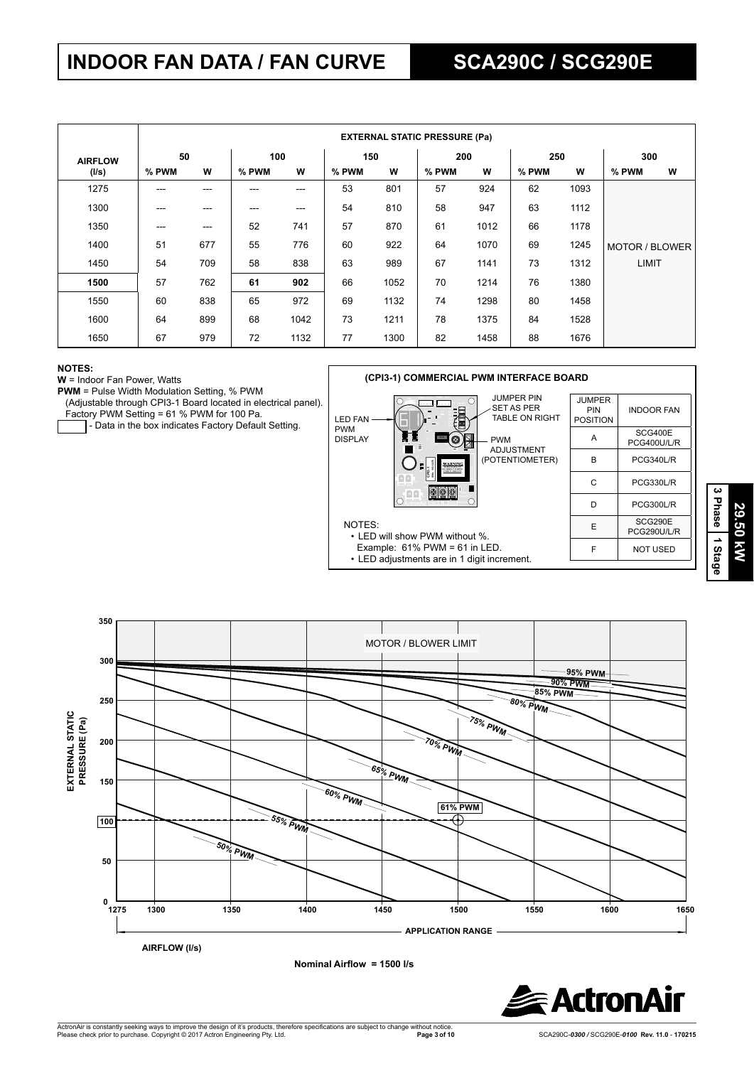# INDOOR FAN DATA / FAN CURVE

## SCA290C / SCG290E

| AIRFLOW (l/s) | EXTERNAL STATIC PRESSURE (Pa) | | | | | | | | | | | |
|---|---|---|---|---|---|---|---|---|---|---|---|---|
| | 50 | | 100 | | 150 | | 200 | | 250 | | 300 | |
| | % PWM | W | % PWM | W | % PWM | W | % PWM | W | % PWM | W | % PWM | W |
| 1275 | --- | --- | --- | --- | 53 | 801 | 57 | 924 | 62 | 1093 | MOTOR / BLOWER LIMIT | |
| 1300 | --- | --- | --- | --- | 54 | 810 | 58 | 947 | 63 | 1112 | | |
| 1350 | --- | --- | 52 | 741 | 57 | 870 | 61 | 1012 | 66 | 1178 | | |
| 1400 | 51 | 677 | 55 | 776 | 60 | 922 | 64 | 1070 | 69 | 1245 | | |
| 1450 | 54 | 709 | 58 | 838 | 63 | 989 | 67 | 1141 | 73 | 1312 | | |
| **1500** | 57 | 762 | **61** | **902** | 66 | 1052 | 70 | 1214 | 76 | 1380 | | |
| 1550 | 60 | 838 | 65 | 972 | 69 | 1132 | 74 | 1298 | 80 | 1458 | | |
| 1600 | 64 | 899 | 68 | 1042 | 73 | 1211 | 78 | 1375 | 84 | 1528 | | |
| 1650 | 67 | 979 | 72 | 1132 | 77 | 1300 | 82 | 1458 | 88 | 1676 | | |

**NOTES:**

**W** = Indoor Fan Power, Watts

**PWM** = Pulse Width Modulation Setting, % PWM
(Adjustable through CPI3-1 Board located in electrical panel).
Factory PWM Setting = 61 % PWM for 100 Pa.

☐ - Data in the box indicates Factory Default Setting.

**(CPI3-1) COMMERCIAL PWM INTERFACE BOARD**

LED FAN PWM DISPLAY

JUMPER PIN SET AS PER TABLE ON RIGHT

PWM ADJUSTMENT (POTENTIOMETER)

| JUMPER PIN POSITION | INDOOR FAN |
|---|---|
| A | SCG400E PCG400U/L/R |
| B | PCG340L/R |
| C | PCG330L/R |
| D | PCG300L/R |
| E | SCG290E PCG290U/L/R |
| F | NOT USED |

NOTES:

- LED will show PWM without %.
  Example: 61% PWM = 61 in LED.
- LED adjustments are in 1 digit increment.

3 Phase | 1 Stage | 29.50 kW

EXTERNAL STATIC PRESSURE (Pa) vs AIRFLOW (l/s) — curves: 50% PWM, 55% PWM, 60% PWM, 61% PWM, 65% PWM, 70% PWM, 75% PWM, 80% PWM, 85% PWM, 90% PWM, 95% PWM; MOTOR / BLOWER LIMIT; APPLICATION RANGE 1275–1650

AIRFLOW (l/s)

Nominal Airflow = 1500 l/s

ActronAir is constantly seeking ways to improve the design of it's products, therefore specifications are subject to change without notice.
Please check prior to purchase. Copyright © 2017 Actron Engineering Pty. Ltd.

SCA290C-*0300* / SCG290E-*0100* Rev. 11.0 - 170215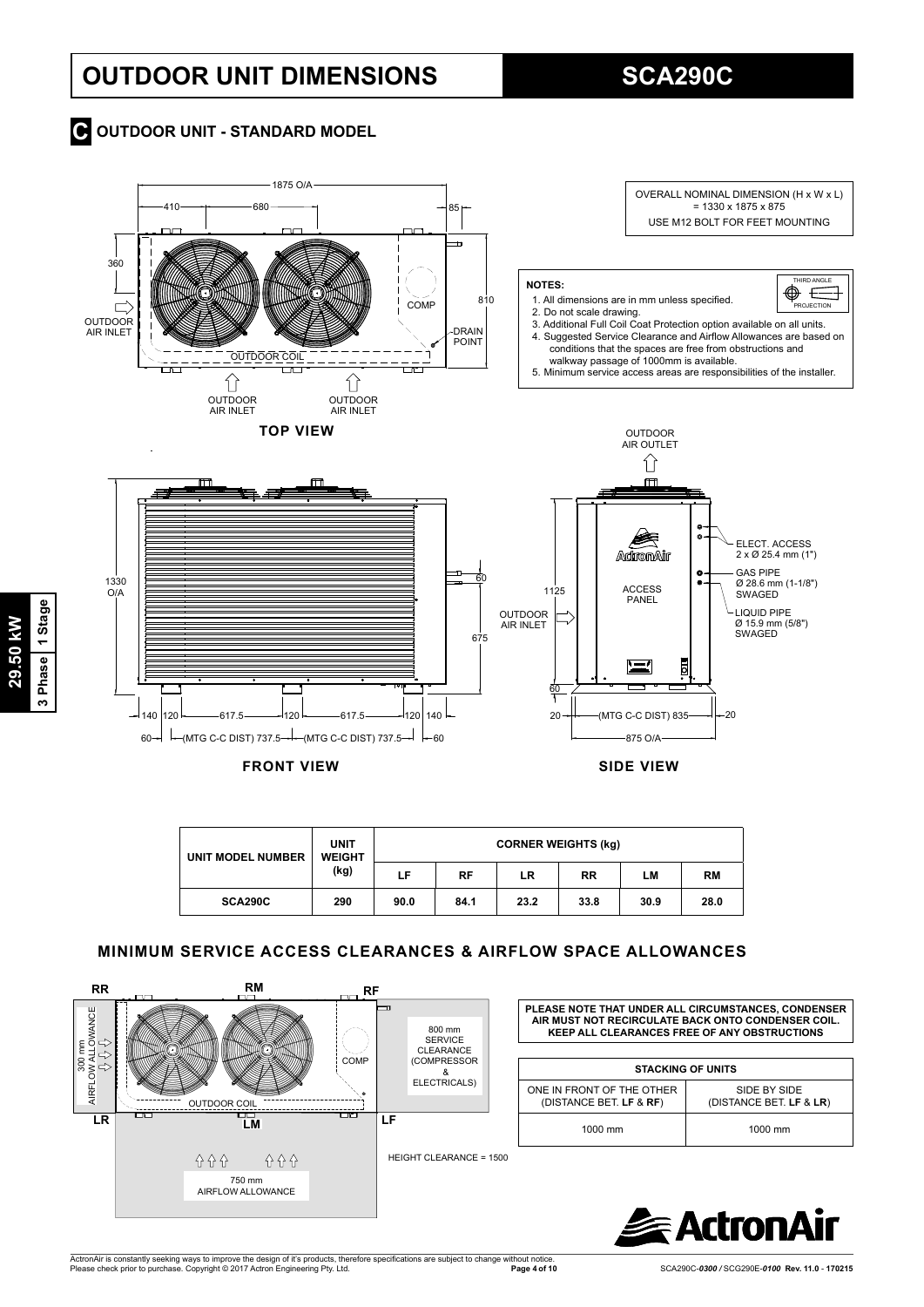# OUTDOOR UNIT DIMENSIONS

# SCA290C

## C OUTDOOR UNIT - STANDARD MODEL

OVERALL NOMINAL DIMENSION (H x W x L) = 1330 x 1875 x 875

USE M12 BOLT FOR FEET MOUNTING

**NOTES:**

1. All dimensions are in mm unless specified.
2. Do not scale drawing.
3. Additional Full Coil Coat Protection option available on all units.
4. Suggested Service Clearance and Airflow Allowances are based on conditions that the spaces are free from obstructions and walkway passage of 1000mm is available.
5. Minimum service access areas are responsibilities of the installer.

THIRD ANGLE PROJECTION

TOP VIEW

FRONT VIEW

SIDE VIEW

| UNIT MODEL NUMBER | UNIT WEIGHT (kg) | CORNER WEIGHTS (kg) | | | | | |
|---|---|---|---|---|---|---|---|
| | | LF | RF | LR | RR | LM | RM |
| SCA290C | 290 | 90.0 | 84.1 | 23.2 | 33.8 | 30.9 | 28.0 |

## MINIMUM SERVICE ACCESS CLEARANCES & AIRFLOW SPACE ALLOWANCES

300 mm AIRFLOW ALLOWANCE

800 mm SERVICE CLEARANCE (COMPRESSOR & ELECTRICALS)

750 mm AIRFLOW ALLOWANCE

HEIGHT CLEARANCE = 1500

**PLEASE NOTE THAT UNDER ALL CIRCUMSTANCES, CONDENSER AIR MUST NOT RECIRCULATE BACK ONTO CONDENSER COIL. KEEP ALL CLEARANCES FREE OF ANY OBSTRUCTIONS**

| STACKING OF UNITS | |
|---|---|
| ONE IN FRONT OF THE OTHER (DISTANCE BET. LF & RF) | SIDE BY SIDE (DISTANCE BET. LF & LR) |
| 1000 mm | 1000 mm |

29.50 kW | 3 Phase | 1 Stage

ActronAir is constantly seeking ways to improve the design of it's products, therefore specifications are subject to change without notice.
Please check prior to purchase. Copyright © 2017 Actron Engineering Pty. Ltd.

SCA290C-*0300* / SCG290E-*0100* Rev. 11.0 - 170215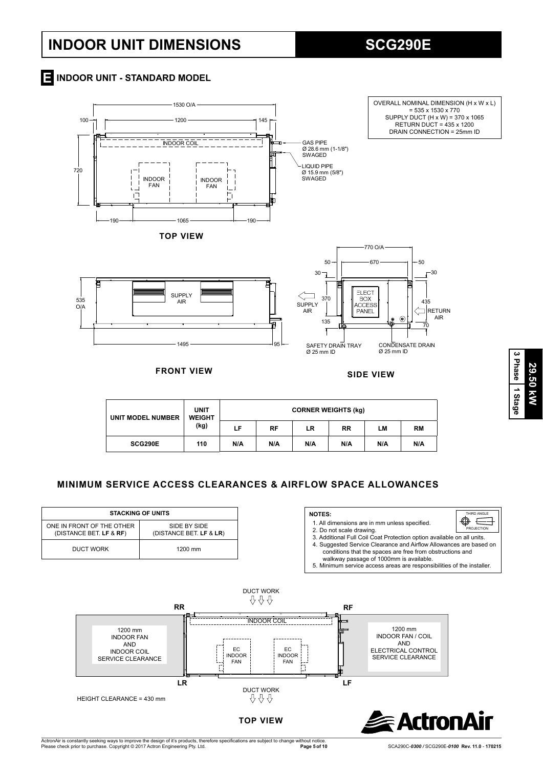# INDOOR UNIT DIMENSIONS

# SCG290E

## E INDOOR UNIT - STANDARD MODEL

OVERALL NOMINAL DIMENSION (H x W x L) = 535 x 1530 x 770
SUPPLY DUCT (H x W) = 370 x 1065
RETURN DUCT = 435 x 1200
DRAIN CONNECTION = 25mm ID

1530 O/A
100 — 1200 — 145

INDOOR COIL

GAS PIPE
Ø 28.6 mm (1-1/8")
SWAGED

LIQUID PIPE
Ø 15.9 mm (5/8")
SWAGED

720

INDOOR FAN

INDOOR FAN

190 — 1065 — 190

**TOP VIEW**

535 O/A

SUPPLY AIR

1495 — 95

**FRONT VIEW**

770 O/A
50 — 670 — 50
30 — 30

SUPPLY AIR

370

ELECT BOX ACCESS PANEL

435

RETURN AIR

135

70

SAFETY DRAIN TRAY
Ø 25 mm ID

CONDENSATE DRAIN
Ø 25 mm ID

**SIDE VIEW**

| UNIT MODEL NUMBER | UNIT WEIGHT (kg) | CORNER WEIGHTS (kg) | | | | | |
|---|---|---|---|---|---|---|---|
| | | LF | RF | LR | RR | LM | RM |
| SCG290E | 110 | N/A | N/A | N/A | N/A | N/A | N/A |

## MINIMUM SERVICE ACCESS CLEARANCES & AIRFLOW SPACE ALLOWANCES

| STACKING OF UNITS | |
|---|---|
| ONE IN FRONT OF THE OTHER (DISTANCE BET. **LF** & **RF**) | SIDE BY SIDE (DISTANCE BET. **LF** & **LR**) |
| DUCT WORK | 1200 mm |

**NOTES:**

1. All dimensions are in mm unless specified.
2. Do not scale drawing.
3. Additional Full Coil Coat Protection option available on all units.
4. Suggested Service Clearance and Airflow Allowances are based on conditions that the spaces are free from obstructions and walkway passage of 1000mm is available.
5. Minimum service access areas are responsibilities of the installer.

THIRD ANGLE PROJECTION

DUCT WORK

RR — RF

INDOOR COIL

1200 mm
INDOOR FAN
AND
INDOOR COIL
SERVICE CLEARANCE

EC INDOOR FAN

EC INDOOR FAN

1200 mm
INDOOR FAN / COIL
AND
ELECTRICAL CONTROL
SERVICE CLEARANCE

LR — LF

DUCT WORK

HEIGHT CLEARANCE = 430 mm

**TOP VIEW**

ActronAir is constantly seeking ways to improve the design of it's products, therefore specifications are subject to change without notice.
Please check prior to purchase. Copyright © 2017 Actron Engineering Pty. Ltd.

SCA290C-*0300* / SCG290E-*0100* Rev. 11.0 - 170215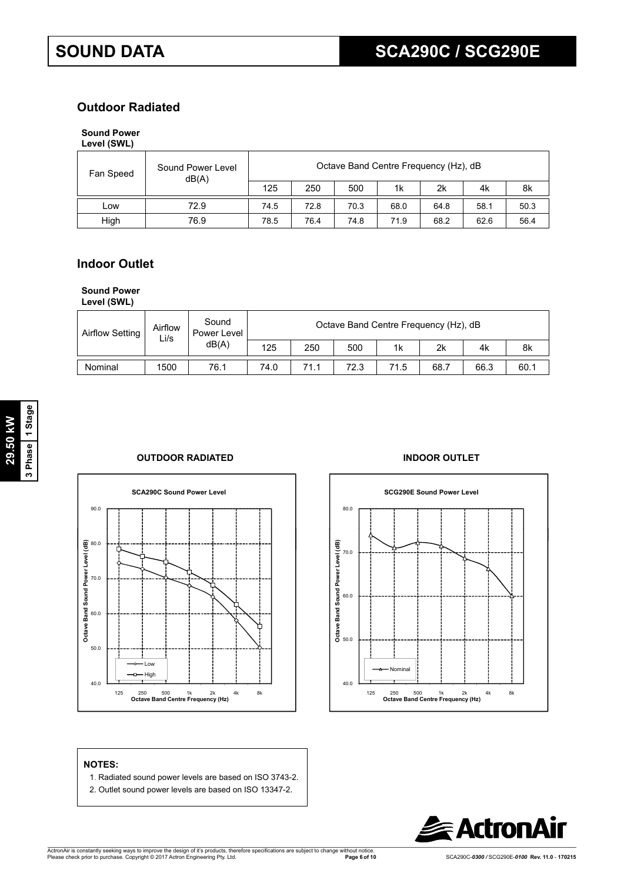# SOUND DATA

## SCA290C / SCG290E

### Outdoor Radiated

**Sound Power Level (SWL)**

| Fan Speed | Sound Power Level dB(A) | Octave Band Centre Frequency (Hz), dB | | | | | | |
|---|---|---|---|---|---|---|---|---|
| | | 125 | 250 | 500 | 1k | 2k | 4k | 8k |
| Low | 72.9 | 74.5 | 72.8 | 70.3 | 68.0 | 64.8 | 58.1 | 50.3 |
| High | 76.9 | 78.5 | 76.4 | 74.8 | 71.9 | 68.2 | 62.6 | 56.4 |

### Indoor Outlet

**Sound Power Level (SWL)**

| Airflow Setting | Airflow L/s | Sound Power Level dB(A) | Octave Band Centre Frequency (Hz), dB | | | | | | |
|---|---|---|---|---|---|---|---|---|---|
| | | | 125 | 250 | 500 | 1k | 2k | 4k | 8k |
| Nominal | 1500 | 76.1 | 74.0 | 71.1 | 72.3 | 71.5 | 68.7 | 66.3 | 60.1 |

29.50 kW | 3 Phase | 1 Stage

**OUTDOOR RADIATED**

**INDOOR OUTLET**

**NOTES:**

1. Radiated sound power levels are based on ISO 3743-2.
2. Outlet sound power levels are based on ISO 13347-2.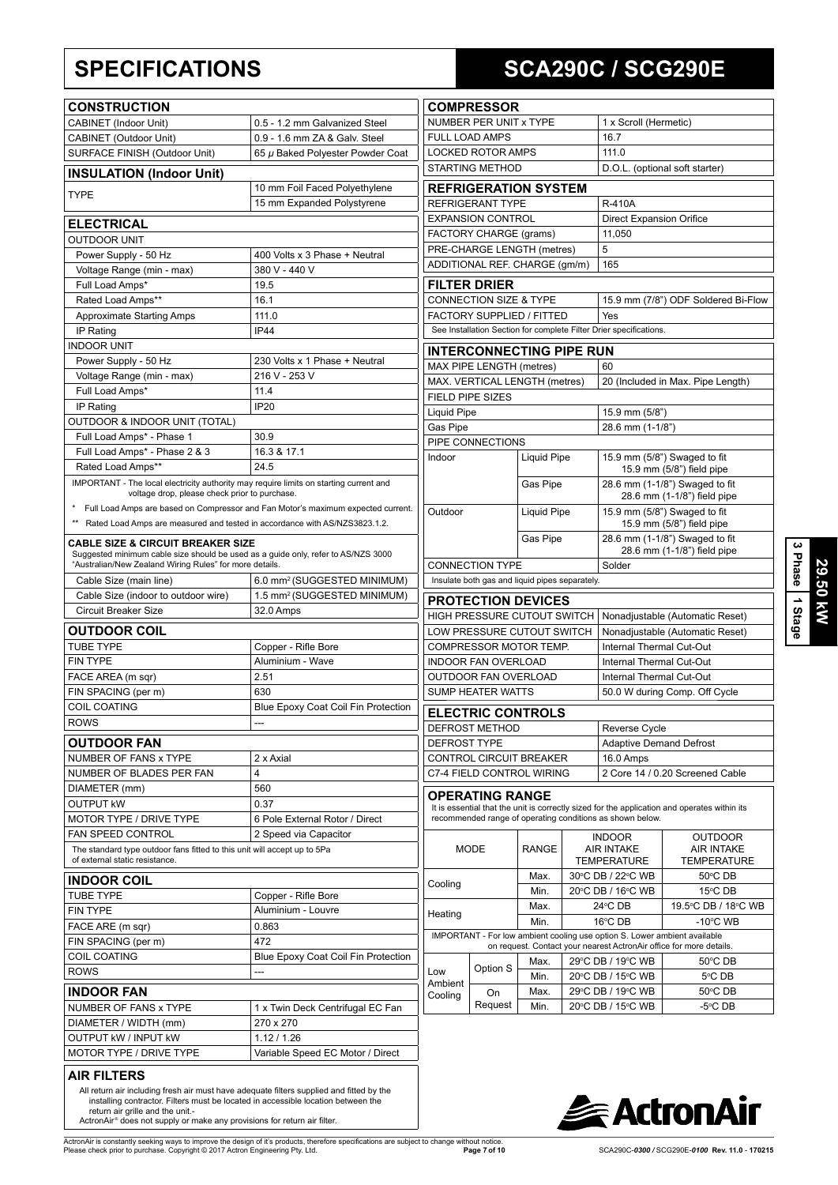# SPECIFICATIONS

# SCA290C / SCG290E

## CONSTRUCTION

| | |
|---|---|
| CABINET (Indoor Unit) | 0.5 - 1.2 mm Galvanized Steel |
| CABINET (Outdoor Unit) | 0.9 - 1.6 mm ZA & Galv. Steel |
| SURFACE FINISH (Outdoor Unit) | 65 $\mu$ Baked Polyester Powder Coat |

## INSULATION (Indoor Unit)

| | |
|---|---|
| TYPE | 10 mm Foil Faced Polyethylene |
| | 15 mm Expanded Polystyrene |

## ELECTRICAL

| | |
|---|---|
| **OUTDOOR UNIT** | |
| Power Supply - 50 Hz | 400 Volts x 3 Phase + Neutral |
| Voltage Range (min - max) | 380 V - 440 V |
| Full Load Amps* | 19.5 |
| Rated Load Amps** | 16.1 |
| Approximate Starting Amps | 111.0 |
| IP Rating | IP44 |
| **INDOOR UNIT** | |
| Power Supply - 50 Hz | 230 Volts x 1 Phase + Neutral |
| Voltage Range (min - max) | 216 V - 253 V |
| Full Load Amps* | 11.4 |
| IP Rating | IP20 |
| **OUTDOOR & INDOOR UNIT (TOTAL)** | |
| Full Load Amps* - Phase 1 | 30.9 |
| Full Load Amps* - Phase 2 & 3 | 16.3 & 17.1 |
| Rated Load Amps** | 24.5 |

IMPORTANT - The local electricity authority may require limits on starting current and voltage drop, please check prior to purchase.

\* Full Load Amps are based on Compressor and Fan Motor's maximum expected current.

\** Rated Load Amps are measured and tested in accordance with AS/NZS3823.1.2.

**CABLE SIZE & CIRCUIT BREAKER SIZE**

Suggested minimum cable size should be used as a guide only, refer to AS/NZS 3000 "Australian/New Zealand Wiring Rules" for more details.

| | |
|---|---|
| Cable Size (main line) | 6.0 mm² (SUGGESTED MINIMUM) |
| Cable Size (indoor to outdoor wire) | 1.5 mm² (SUGGESTED MINIMUM) |
| Circuit Breaker Size | 32.0 Amps |

## OUTDOOR COIL

| | |
|---|---|
| TUBE TYPE | Copper - Rifle Bore |
| FIN TYPE | Aluminium - Wave |
| FACE AREA (m sqr) | 2.51 |
| FIN SPACING (per m) | 630 |
| COIL COATING | Blue Epoxy Coat Coil Fin Protection |
| ROWS | --- |

## OUTDOOR FAN

| | |
|---|---|
| NUMBER OF FANS x TYPE | 2 x Axial |
| NUMBER OF BLADES PER FAN | 4 |
| DIAMETER (mm) | 560 |
| OUTPUT kW | 0.37 |
| MOTOR TYPE / DRIVE TYPE | 6 Pole External Rotor / Direct |
| FAN SPEED CONTROL | 2 Speed via Capacitor |

The standard type outdoor fans fitted to this unit will accept up to 5Pa of external static resistance.

## INDOOR COIL

| | |
|---|---|
| TUBE TYPE | Copper - Rifle Bore |
| FIN TYPE | Aluminium - Louvre |
| FACE ARE (m sqr) | 0.863 |
| FIN SPACING (per m) | 472 |
| COIL COATING | Blue Epoxy Coat Coil Fin Protection |
| ROWS | --- |

## INDOOR FAN

| | |
|---|---|
| NUMBER OF FANS x TYPE | 1 x Twin Deck Centrifugal EC Fan |
| DIAMETER / WIDTH (mm) | 270 x 270 |
| OUTPUT kW / INPUT kW | 1.12 / 1.26 |
| MOTOR TYPE / DRIVE TYPE | Variable Speed EC Motor / Direct |

## AIR FILTERS

All return air including fresh air must have adequate filters supplied and fitted by the installing contractor. Filters must be located in accessible location between the return air grille and the unit.-

ActronAir® does not supply or make any provisions for return air filter.

## COMPRESSOR

| | |
|---|---|
| NUMBER PER UNIT x TYPE | 1 x Scroll (Hermetic) |
| FULL LOAD AMPS | 16.7 |
| LOCKED ROTOR AMPS | 111.0 |
| STARTING METHOD | D.O.L. (optional soft starter) |

## REFRIGERATION SYSTEM

| | |
|---|---|
| REFRIGERANT TYPE | R-410A |
| EXPANSION CONTROL | Direct Expansion Orifice |
| FACTORY CHARGE (grams) | 11,050 |
| PRE-CHARGE LENGTH (metres) | 5 |
| ADDITIONAL REF. CHARGE (gm/m) | 165 |

## FILTER DRIER

| | |
|---|---|
| CONNECTION SIZE & TYPE | 15.9 mm (7/8") ODF Soldered Bi-Flow |
| FACTORY SUPPLIED / FITTED | Yes |

See Installation Section for complete Filter Drier specifications.

## INTERCONNECTING PIPE RUN

| | | |
|---|---|---|
| MAX PIPE LENGTH (metres) | | 60 |
| MAX. VERTICAL LENGTH (metres) | | 20 (Included in Max. Pipe Length) |
| **FIELD PIPE SIZES** | | |
| Liquid Pipe | | 15.9 mm (5/8") |
| Gas Pipe | | 28.6 mm (1-1/8") |
| **PIPE CONNECTIONS** | | |
| Indoor | Liquid Pipe | 15.9 mm (5/8") Swaged to fit 15.9 mm (5/8") field pipe |
| | Gas Pipe | 28.6 mm (1-1/8") Swaged to fit 28.6 mm (1-1/8") field pipe |
| Outdoor | Liquid Pipe | 15.9 mm (5/8") Swaged to fit 15.9 mm (5/8") field pipe |
| | Gas Pipe | 28.6 mm (1-1/8") Swaged to fit 28.6 mm (1-1/8") field pipe |
| CONNECTION TYPE | | Solder |

Insulate both gas and liquid pipes separately.

## PROTECTION DEVICES

| | |
|---|---|
| HIGH PRESSURE CUTOUT SWITCH | Nonadjustable (Automatic Reset) |
| LOW PRESSURE CUTOUT SWITCH | Nonadjustable (Automatic Reset) |
| COMPRESSOR MOTOR TEMP. | Internal Thermal Cut-Out |
| INDOOR FAN OVERLOAD | Internal Thermal Cut-Out |
| OUTDOOR FAN OVERLOAD | Internal Thermal Cut-Out |
| SUMP HEATER WATTS | 50.0 W during Comp. Off Cycle |

## ELECTRIC CONTROLS

| | |
|---|---|
| DEFROST METHOD | Reverse Cycle |
| DEFROST TYPE | Adaptive Demand Defrost |
| CONTROL CIRCUIT BREAKER | 16.0 Amps |
| C7-4 FIELD CONTROL WIRING | 2 Core 14 / 0.20 Screened Cable |

## OPERATING RANGE

It is essential that the unit is correctly sized for the application and operates within its recommended range of operating conditions as shown below.

| MODE | | RANGE | INDOOR AIR INTAKE TEMPERATURE | OUTDOOR AIR INTAKE TEMPERATURE |
|---|---|---|---|---|
| Cooling | | Max. | 30°C DB / 22°C WB | 50°C DB |
| | | Min. | 20°C DB / 16°C WB | 15°C DB |
| Heating | | Max. | 24°C DB | 19.5°C DB / 18°C WB |
| | | Min. | 16°C DB | -10°C WB |

IMPORTANT - For low ambient cooling use option S. Lower ambient available on request. Contact your nearest ActronAir office for more details.

| MODE | | RANGE | INDOOR AIR INTAKE TEMPERATURE | OUTDOOR AIR INTAKE TEMPERATURE |
|---|---|---|---|---|
| Low Ambient Cooling | Option S | Max. | 29°C DB / 19°C WB | 50°C DB |
| | | Min. | 20°C DB / 15°C WB | 5°C DB |
| | On Request | Max. | 29°C DB / 19°C WB | 50°C DB |
| | | Min. | 20°C DB / 15°C WB | -5°C DB |

ActronAir is constantly seeking ways to improve the design of it's products, therefore specifications are subject to change without notice. Please check prior to purchase. Copyright © 2017 Actron Engineering Pty. Ltd.

SCA290C-*0300* / SCG290E-*0100* Rev. 11.0 - 170215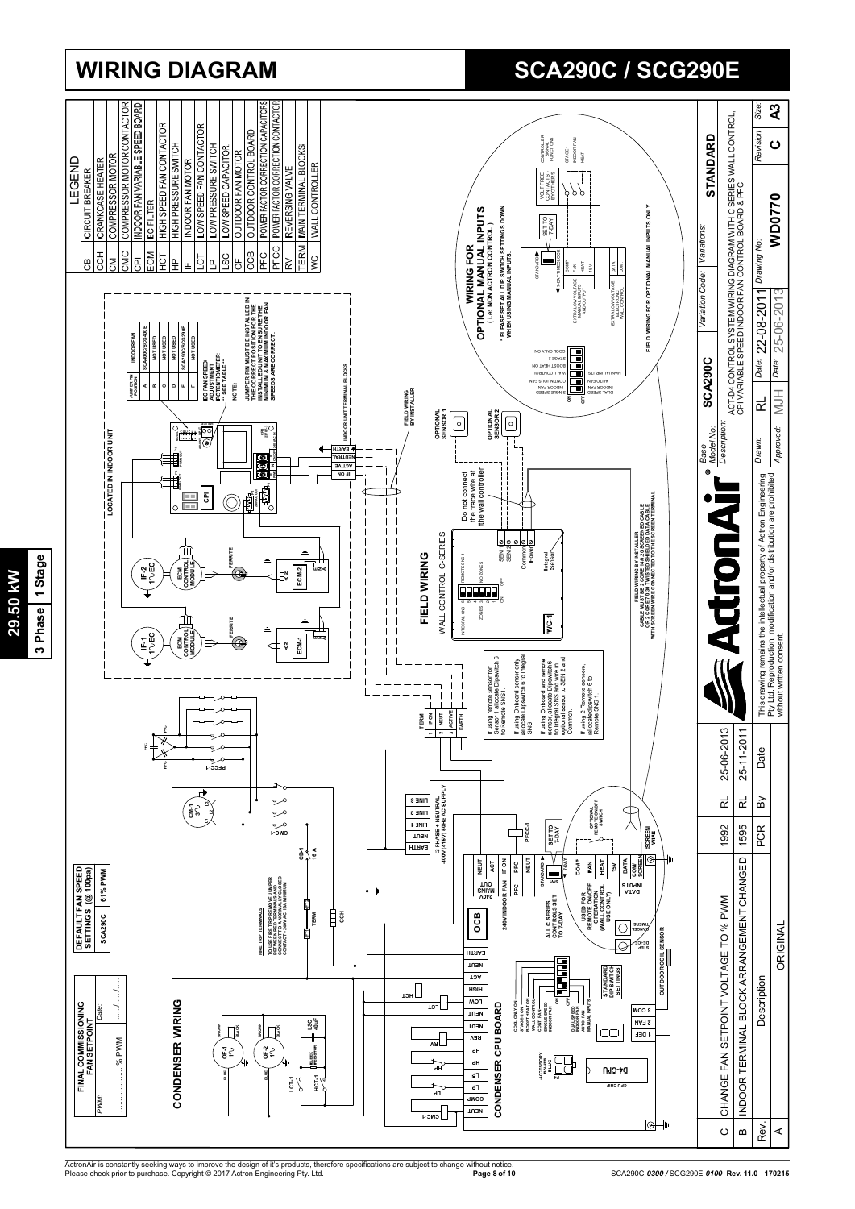# WIRING DIAGRAM

# SCA290C / SCG290E

**29.50 kW**

**3 Phase | 1 Stage**

## LEGEND

| | |
|---|---|
| CB | CIRCUIT BREAKER |
| CCH | CRANKCASE HEATER |
| CM | COMPRESSOR MOTOR |
| CMC | COMPRESSOR MOTOR CONTACTOR |
| CPI | INDOOR FAN VARIABLE SPEED BOARD |
| ECM | EC FILTER |
| HCT | HIGH SPEED FAN CONTACTOR |
| HP | HIGH PRESSURE SWITCH |
| IF | INDOOR FAN MOTOR |
| LCT | LOW SPEED FAN CONTACTOR |
| LP | LOW PRESSURE SWITCH |
| LSC | LOW SPEED CAPACITOR |
| OF | OUTDOOR FAN MOTOR |
| OCB | OUTDOOR CONTROL BOARD |
| PFC | POWER FACTOR CORRECTION CAPACITORS |
| PFCC | POWER FACTOR CORRECTION CONTACTOR |
| RV | REVERSING VALVE |
| TERM | MAIN TERMINAL BLOCKS |
| WC | WALL CONTROLLER |

### FINAL COMMISSIONING FAN SETPOINT

PWM: .................. % PWM Date: ....../....../......

### DEFAULT FAN SPEED SETTINGS (@ 100pa)

| | |
|---|---|
| SCA290C | 61% PWM |

## CONDENSER WIRING

FREE STOP TERMINALS: TO USE FREE STOP REMOVE JUMPER BETWEEN FREE TERMINALS AND CONNECT TO A NORMALLY CLOSED CONTACT - 240V AC 16A MINIMUM

CB-1 16 A

3 PHASE + NEUTRAL 400V (415V) 50Hz AC SUPPLY

240V INDOOR FAN

ALL C SERIES CONTROLS SET TO 7-DAY

USED FOR REMOTE ON/OFF OPERATION (WALL CONTROL USE ONLY)

OPTIONAL REMOTE ON/OFF SWITCH

SCREEN WIRE

## CONDENSER CPU BOARD

COOL ONLY ON / STAGE 2 ON / BOOST HEAT ON / WALL CONTROL / CONT. FAN / SINGLE SPEED INDOOR FAN / DUAL SPEED INDOOR FAN / AUTO. FAN / MANUAL INPUTS

STANDARD DIP SWITCH SETTINGS

OUTDOOR COIL SENSOR

## LOCATED IN INDOOR UNIT

| JUMPER PIN POSITION | INDOOR FAN |
|---|---|
| A | SCA290C/SCG290E |
| B | NOT USED |
| C | NOT USED |
| D | NOT USED |
| E | SCA290C/SCG290E |
| F | NOT USED |

EC FAN SPEED ADJUSTMENT POTENTIOMETER - SEE TABLE *

NOTE: JUMPER PIN MUST BE INSTALLED IN THE CORRECT POSITION FOR THE INSTALLED UNIT TO ENSURE THE MINIMUM & MAXIMUM INDOOR FAN SPEEDS ARE CORRECT.

INDOOR UNIT TERMINAL BLOCKS

FIELD WIRING BY INSTALLER

## FIELD WIRING

WALL CONTROL C-SERIES

OPTIONAL SENSOR 1

OPTIONAL SENSOR 2

Do not connect the trace wire at the wall controller

If using remote sensor for Sensor 1 allocate Dipswitch 6 to remote SNS1.

If using Onboard sensor only allocate Dipswitch 6 to integral SNS.

If using Onboard and remote sensor allocate Dipswitch 6 to integral SNS and wire in optional sensor to SEN 2 and Common.

If using 2 Remote sensors, allocate Dipswitch 6 to Remote SNS 1.

FIELD WIRING BY INSTALLER
CABLE MUST BE 2 CORE 0.5mm SCREENED CABLE
OR 2 CORE 7/0.30 TWISTED SHIELDED DATA CABLE
WITH SCREEN WIRE CONNECTED TO THE SCREEN TERMINAL

## WIRING FOR OPTIONAL MANUAL INPUTS (i.e. NON ACTRON CONTROL)

* PLEASE SET ALL DIP SWITCH SETTINGS DOWN WHEN USING MANUAL INPUTS.

FIELD WIRING FOR OPTIONAL MANUAL INPUTS ONLY

| | |
|---|---|
| Base Model No: | SCA290C |
| Variation Code: | |
| Variations: | STANDARD |
| Description: | ACT-D4 CONTROL SYSTEM WIRING DIAGRAM WITH C SERIES WALL CONTROL, CPI VARIABLE SPEED INDOOR FAN CONTROL BOARD & PFC |
| Drawn: | RL |
| Date: | 22-08-2011 |
| Approved: | MJH |
| Date: | 25-06-2013 |
| Drawing No: | WD0770 |
| Revision | C |
| Size: | A3 |

This drawing remains the intellectual property of Actron Engineering Pty Ltd. Reproduction, modification and/or distribution are prohibited without written consent.

| Rev. | Description | | By | Date |
|---|---|---|---|---|
| C | CHANGE FAN SETPOINT VOLTAGE TO % PWM | 1992 | RL | 25-06-2013 |
| B | INDOOR TERMINAL BLOCK ARRANGEMENT CHANGED | 1595 | RL | 25-11-2011 |
| A | ORIGINAL | PCR | By | Date |

ActronAir is constantly seeking ways to improve the design of it's products, therefore specifications are subject to change without notice.
Please check prior to purchase. Copyright © 2017 Actron Engineering Pty. Ltd.

SCA290C-0300 / SCG290E-0100 Rev. 11.0 - 170215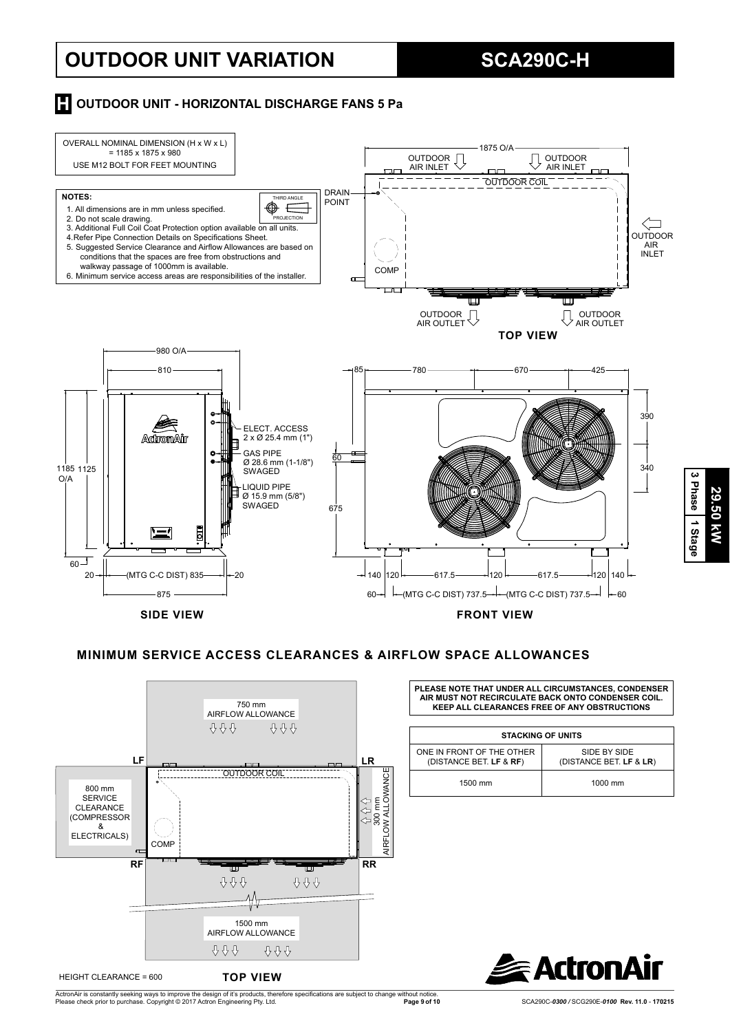# OUTDOOR UNIT VARIATION

# SCA290C-H

## H OUTDOOR UNIT - HORIZONTAL DISCHARGE FANS 5 Pa

OVERALL NOMINAL DIMENSION (H x W x L) = 1185 x 1875 x 980

USE M12 BOLT FOR FEET MOUNTING

**NOTES:**

1. All dimensions are in mm unless specified.
2. Do not scale drawing.
3. Additional Full Coil Coat Protection option available on all units.
4. Refer Pipe Connection Details on Specifications Sheet.
5. Suggested Service Clearance and Airflow Allowances are based on conditions that the spaces are free from obstructions and walkway passage of 1000mm is available.
6. Minimum service access areas are responsibilities of the installer.

THIRD ANGLE PROJECTION

**TOP VIEW**: 1875 O/A; OUTDOOR AIR INLET; OUTDOOR AIR INLET; OUTDOOR COIL; DRAIN POINT; OUTDOOR AIR INLET; COMP; OUTDOOR AIR OUTLET; OUTDOOR AIR OUTLET

**SIDE VIEW**: 980 O/A; 810; 1185 O/A; 1125; 60; 20; (MTG C-C DIST) 835; 20; 875; ELECT. ACCESS 2 x Ø 25.4 mm (1"); GAS PIPE Ø 28.6 mm (1-1/8") SWAGED; LIQUID PIPE Ø 15.9 mm (5/8") SWAGED

**FRONT VIEW**: 85; 780; 670; 425; 390; 340; 60; 675; 140; 120; 617.5; 120; 617.5; 120; 140; 60; (MTG C-C DIST) 737.5; (MTG C-C DIST) 737.5; 60

## MINIMUM SERVICE ACCESS CLEARANCES & AIRFLOW SPACE ALLOWANCES

750 mm AIRFLOW ALLOWANCE; LF; LR; OUTDOOR COIL; 800 mm SERVICE CLEARANCE (COMPRESSOR & ELECTRICALS); COMP; 300 mm AIRFLOW ALLOWANCE; RF; RR; 1500 mm AIRFLOW ALLOWANCE

HEIGHT CLEARANCE = 600

**TOP VIEW**

**PLEASE NOTE THAT UNDER ALL CIRCUMSTANCES, CONDENSER AIR MUST NOT RECIRCULATE BACK ONTO CONDENSER COIL. KEEP ALL CLEARANCES FREE OF ANY OBSTRUCTIONS**

| STACKING OF UNITS | |
|---|---|
| ONE IN FRONT OF THE OTHER (DISTANCE BET. **LF** & **RF**) | SIDE BY SIDE (DISTANCE BET. **LF** & **LR**) |
| 1500 mm | 1000 mm |

29.50 kW | 3 Phase | 1 Stage

ActronAir is constantly seeking ways to improve the design of it's products, therefore specifications are subject to change without notice. Please check prior to purchase. Copyright © 2017 Actron Engineering Pty. Ltd.

SCA290C-*0300* / SCG290E-*0100* Rev. 11.0 - 170215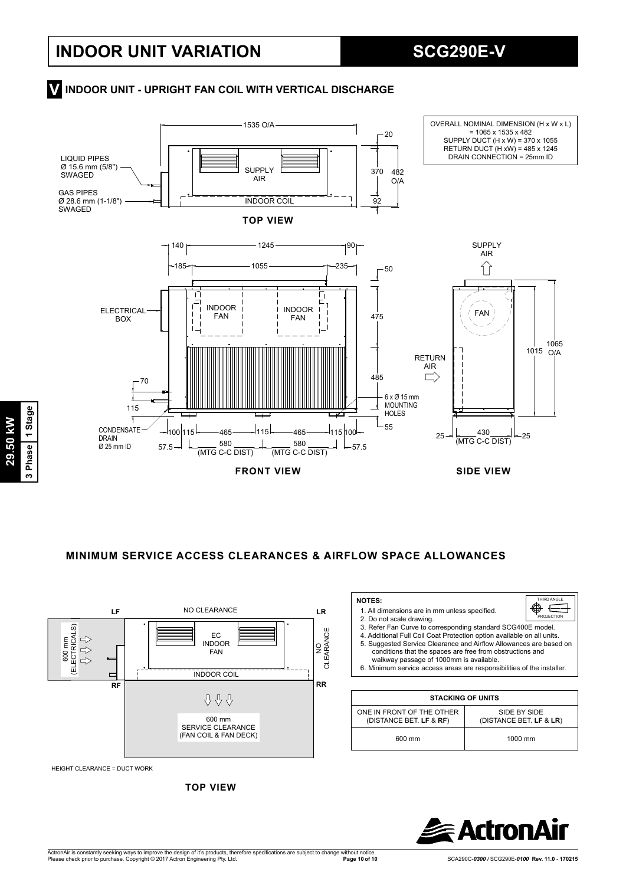# INDOOR UNIT VARIATION

# SCG290E-V

## V INDOOR UNIT - UPRIGHT FAN COIL WITH VERTICAL DISCHARGE

OVERALL NOMINAL DIMENSION (H x W x L) = 1065 x 1535 x 482
SUPPLY DUCT (H x W) = 370 x 1055
RETURN DUCT (H xW) = 485 x 1245
DRAIN CONNECTION = 25mm ID

LIQUID PIPES
Ø 15.6 mm (5/8") SWAGED

GAS PIPES
Ø 28.6 mm (1-1/8") SWAGED

1535 O/A
20
370
482 O/A
92
SUPPLY AIR
INDOOR COIL

**TOP VIEW**

140
1245
90
185
1055
235
50
475
485
55
70
115
ELECTRICAL BOX
INDOOR FAN
INDOOR FAN
6 x Ø 15 mm MOUNTING HOLES
CONDENSATE DRAIN Ø 25 mm ID
100
115
465
115
465
115
100
57.5
580 (MTG C-C DIST)
580 (MTG C-C DIST)
57.5

**FRONT VIEW**

SUPPLY AIR
FAN
RETURN AIR
1015
1065 O/A
25
430 (MTG C-C DIST)
25

**SIDE VIEW**

29.50 kW | 1 Stage | 3 Phase

## MINIMUM SERVICE ACCESS CLEARANCES & AIRFLOW SPACE ALLOWANCES

LF
NO CLEARANCE
LR
600 mm (ELECTRICALS)
EC INDOOR FAN
NO CLEARANCE
INDOOR COIL
RF
RR
600 mm SERVICE CLEARANCE (FAN COIL & FAN DECK)

HEIGHT CLEARANCE = DUCT WORK

**TOP VIEW**

**NOTES:**

THIRD ANGLE PROJECTION

1. All dimensions are in mm unless specified.
2. Do not scale drawing.
3. Refer Fan Curve to corresponding standard SCG400E model.
4. Additional Full Coil Coat Protection option available on all units.
5. Suggested Service Clearance and Airflow Allowances are based on conditions that the spaces are free from obstructions and walkway passage of 1000mm is available.
6. Minimum service access areas are responsibilities of the installer.

| STACKING OF UNITS | |
|---|---|
| ONE IN FRONT OF THE OTHER (DISTANCE BET. **LF** & **RF**) | SIDE BY SIDE (DISTANCE BET. **LF** & **LR**) |
| 600 mm | 1000 mm |

ActronAir

ActronAir is constantly seeking ways to improve the design of it's products, therefore specifications are subject to change without notice. Please check prior to purchase. Copyright © 2017 Actron Engineering Pty. Ltd.

SCA290C-*0300* / SCG290E-*0100* Rev. 11.0 - 170215